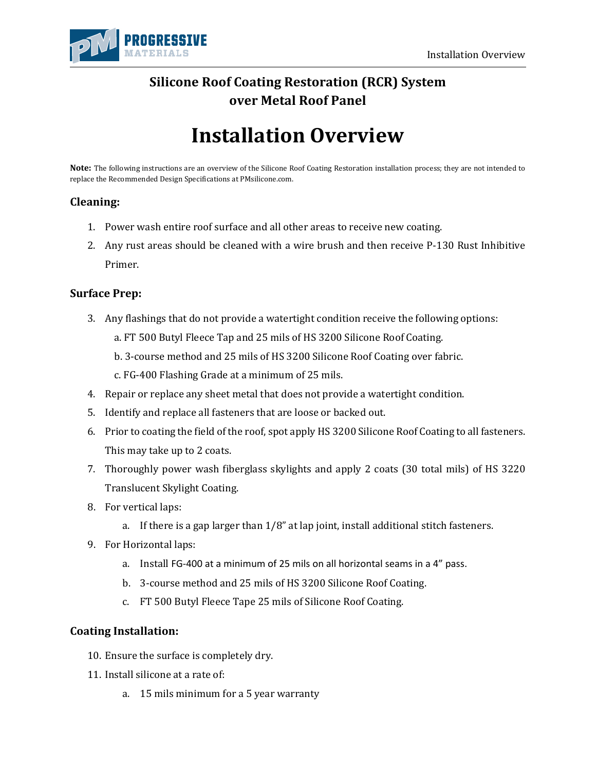# Silicone Roof Coating Restoration (RCR) System over Metal Roof Panel

# Installation Overview

**Note:** The following instructions are an overview of the Silicone Roof Coating Restoration installation process; they are not intended to replace the Recommended Design Specifications at PMsilicone.com.

### Cleaning:

1. Power wash entire roof surface and all other areas to receive new coating.
2. Any rust areas should be cleaned with a wire brush and then receive P-130 Rust Inhibitive Primer.

### Surface Prep:

3. Any flashings that do not provide a watertight condition receive the following options:
   a. FT 500 Butyl Fleece Tap and 25 mils of HS 3200 Silicone Roof Coating.
   b. 3-course method and 25 mils of HS 3200 Silicone Roof Coating over fabric.
   c. FG-400 Flashing Grade at a minimum of 25 mils.
4. Repair or replace any sheet metal that does not provide a watertight condition.
5. Identify and replace all fasteners that are loose or backed out.
6. Prior to coating the field of the roof, spot apply HS 3200 Silicone Roof Coating to all fasteners. This may take up to 2 coats.
7. Thoroughly power wash fiberglass skylights and apply 2 coats (30 total mils) of HS 3220 Translucent Skylight Coating.
8. For vertical laps:
   a. If there is a gap larger than 1/8” at lap joint, install additional stitch fasteners.
9. For Horizontal laps:
   a. Install FG-400 at a minimum of 25 mils on all horizontal seams in a 4” pass.
   b. 3-course method and 25 mils of HS 3200 Silicone Roof Coating.
   c. FT 500 Butyl Fleece Tape 25 mils of Silicone Roof Coating.

### Coating Installation:

10. Ensure the surface is completely dry.
11. Install silicone at a rate of:
    a. 15 mils minimum for a 5 year warranty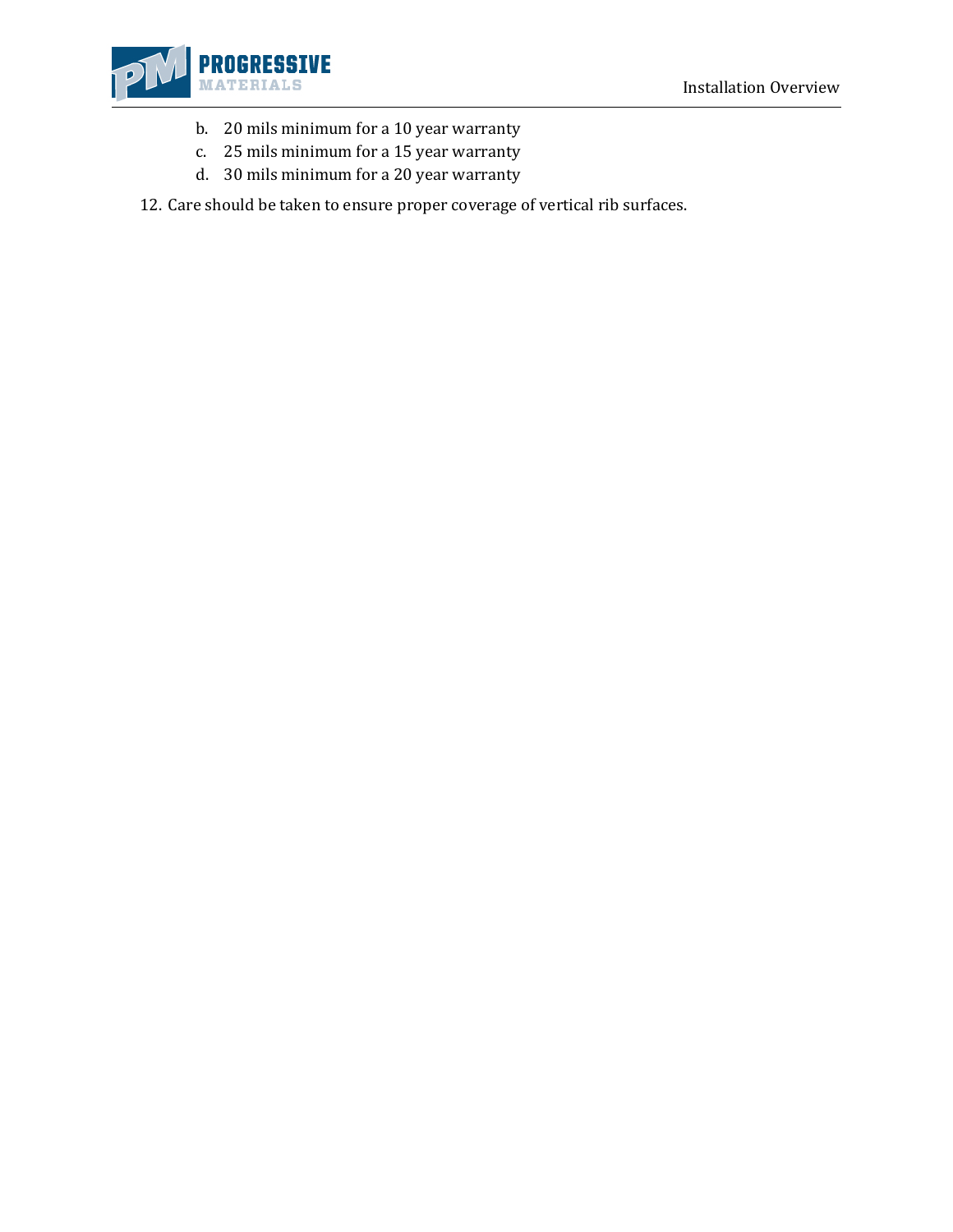b. 20 mils minimum for a 10 year warranty
c. 25 mils minimum for a 15 year warranty
d. 30 mils minimum for a 20 year warranty

12. Care should be taken to ensure proper coverage of vertical rib surfaces.